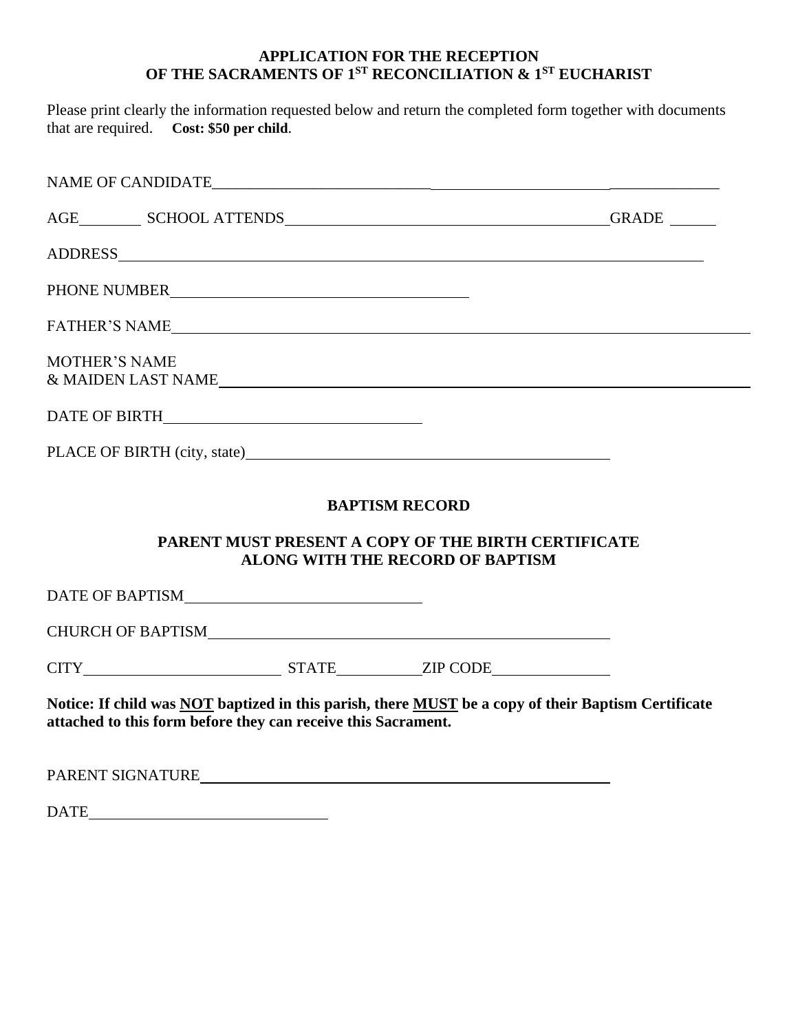## APPLICATION FOR THE RECEPTION OF THE SACRAMENTS OF 1ST RECONCILIATION & 1ST EUCHARIST

Please print clearly the information requested below and return the completed form together with documents that are required. **Cost: $50 per child**.

NAME OF CANDIDATE______________________________________________________________

AGE________ SCHOOL ATTENDS__________________________________________GRADE ______

ADDRESS_______________________________________________________________________

PHONE NUMBER_____________________________________

FATHER'S NAME___________________________________________________________________

MOTHER'S NAME
& MAIDEN LAST NAME_____________________________________________________________

DATE OF BIRTH________________________________

PLACE OF BIRTH (city, state)_____________________________________________

### BAPTISM RECORD

**PARENT MUST PRESENT A COPY OF THE BIRTH CERTIFICATE ALONG WITH THE RECORD OF BAPTISM**

DATE OF BAPTISM______________________________

CHURCH OF BAPTISM_____________________________________________________

CITY________________________ STATE__________ZIP CODE______________

**Notice: If child was NOT baptized in this parish, there MUST be a copy of their Baptism Certificate attached to this form before they can receive this Sacrament.**

PARENT SIGNATURE_____________________________________________________

DATE______________________________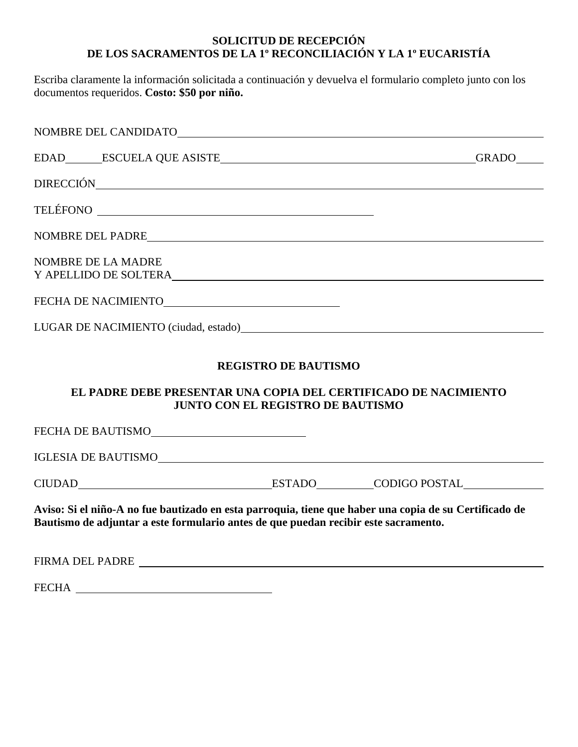**SOLICITUD DE RECEPCIÓN**
**DE LOS SACRAMENTOS DE LA 1º RECONCILIACIÓN Y LA 1º EUCARISTÍA**

Escriba claramente la información solicitada a continuación y devuelva el formulario completo junto con los documentos requeridos. **Costo: $50 por niño.**

NOMBRE DEL CANDIDATO\_\_\_\_\_\_\_\_\_\_\_\_\_\_\_\_\_\_\_\_\_\_\_\_\_\_\_\_\_\_\_\_\_\_\_\_\_\_\_\_\_\_\_\_

EDAD\_\_\_\_\_ESCUELA QUE ASISTE\_\_\_\_\_\_\_\_\_\_\_\_\_\_\_\_\_\_\_\_\_\_\_\_\_\_\_\_\_\_\_\_GRADO\_\_\_\_

DIRECCIÓN\_\_\_\_\_\_\_\_\_\_\_\_\_\_\_\_\_\_\_\_\_\_\_\_\_\_\_\_\_\_\_\_\_\_\_\_\_\_\_\_\_\_\_\_\_\_\_\_\_\_\_\_

TELÉFONO \_\_\_\_\_\_\_\_\_\_\_\_\_\_\_\_\_\_\_\_\_\_\_\_\_\_\_\_\_\_\_\_\_\_\_

NOMBRE DEL PADRE\_\_\_\_\_\_\_\_\_\_\_\_\_\_\_\_\_\_\_\_\_\_\_\_\_\_\_\_\_\_\_\_\_\_\_\_\_\_\_\_\_\_\_\_\_\_

NOMBRE DE LA MADRE
Y APELLIDO DE SOLTERA\_\_\_\_\_\_\_\_\_\_\_\_\_\_\_\_\_\_\_\_\_\_\_\_\_\_\_\_\_\_\_\_\_\_\_\_\_\_\_\_\_\_\_

FECHA DE NACIMIENTO\_\_\_\_\_\_\_\_\_\_\_\_\_\_\_\_\_\_\_\_\_\_\_\_

LUGAR DE NACIMIENTO (ciudad, estado)\_\_\_\_\_\_\_\_\_\_\_\_\_\_\_\_\_\_\_\_\_\_\_\_\_\_\_\_\_\_\_\_\_\_\_\_

**REGISTRO DE BAUTISMO**

**EL PADRE DEBE PRESENTAR UNA COPIA DEL CERTIFICADO DE NACIMIENTO JUNTO CON EL REGISTRO DE BAUTISMO**

FECHA DE BAUTISMO\_\_\_\_\_\_\_\_\_\_\_\_\_\_\_\_\_\_\_\_\_\_

IGLESIA DE BAUTISMO\_\_\_\_\_\_\_\_\_\_\_\_\_\_\_\_\_\_\_\_\_\_\_\_\_\_\_\_\_\_\_\_\_\_\_\_\_\_\_\_\_\_\_\_\_\_\_\_\_

CIUDAD\_\_\_\_\_\_\_\_\_\_\_\_\_\_\_\_\_\_\_\_\_\_\_\_\_\_\_ESTADO\_\_\_\_\_\_\_\_CODIGO POSTAL\_\_\_\_\_\_\_\_\_\_

**Aviso: Si el niño-A no fue bautizado en esta parroquia, tiene que haber una copia de su Certificado de Bautismo de adjuntar a este formulario antes de que puedan recibir este sacramento.**

FIRMA DEL PADRE \_\_\_\_\_\_\_\_\_\_\_\_\_\_\_\_\_\_\_\_\_\_\_\_\_\_\_\_\_\_\_\_\_\_\_\_\_\_\_\_\_\_\_\_\_\_\_\_\_\_\_\_

FECHA \_\_\_\_\_\_\_\_\_\_\_\_\_\_\_\_\_\_\_\_\_\_\_\_\_\_